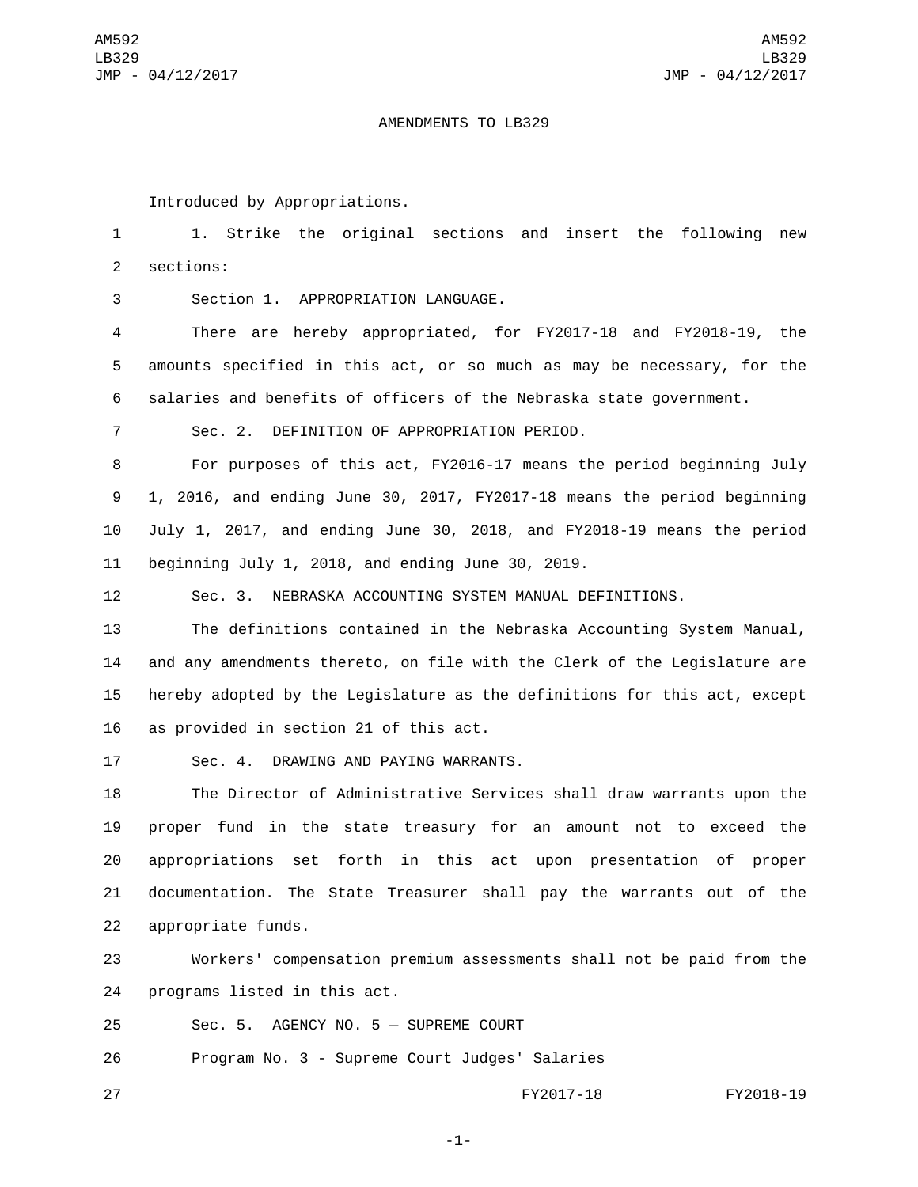# AMENDMENTS TO LB329

Introduced by Appropriations.

1. Strike the original sections and insert the following new sections:

Section 1. APPROPRIATION LANGUAGE.

There are hereby appropriated, for FY2017-18 and FY2018-19, the amounts specified in this act, or so much as may be necessary, for the salaries and benefits of officers of the Nebraska state government.

Sec. 2. DEFINITION OF APPROPRIATION PERIOD.

For purposes of this act, FY2016-17 means the period beginning July 1, 2016, and ending June 30, 2017, FY2017-18 means the period beginning July 1, 2017, and ending June 30, 2018, and FY2018-19 means the period beginning July 1, 2018, and ending June 30, 2019.

Sec. 3. NEBRASKA ACCOUNTING SYSTEM MANUAL DEFINITIONS.

The definitions contained in the Nebraska Accounting System Manual, and any amendments thereto, on file with the Clerk of the Legislature are hereby adopted by the Legislature as the definitions for this act, except as provided in section 21 of this act.

Sec. 4. DRAWING AND PAYING WARRANTS.

The Director of Administrative Services shall draw warrants upon the proper fund in the state treasury for an amount not to exceed the appropriations set forth in this act upon presentation of proper documentation. The State Treasurer shall pay the warrants out of the appropriate funds.

Workers' compensation premium assessments shall not be paid from the programs listed in this act.

Sec. 5. AGENCY NO. 5 — SUPREME COURT

Program No. 3 - Supreme Court Judges' Salaries

| | FY2017-18 | FY2018-19 |
|---|---|---|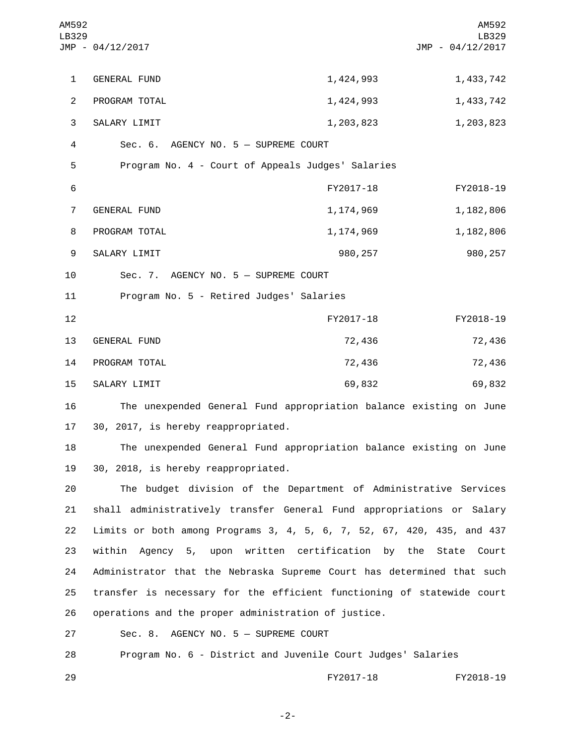| | | |
|---|---|---|
| GENERAL FUND | 1,424,993 | 1,433,742 |
| PROGRAM TOTAL | 1,424,993 | 1,433,742 |
| SALARY LIMIT | 1,203,823 | 1,203,823 |

Sec. 6. AGENCY NO. 5 — SUPREME COURT

Program No. 4 - Court of Appeals Judges' Salaries

| | FY2017-18 | FY2018-19 |
|---|---|---|
| GENERAL FUND | 1,174,969 | 1,182,806 |
| PROGRAM TOTAL | 1,174,969 | 1,182,806 |
| SALARY LIMIT | 980,257 | 980,257 |

Sec. 7. AGENCY NO. 5 — SUPREME COURT

Program No. 5 - Retired Judges' Salaries

| | FY2017-18 | FY2018-19 |
|---|---|---|
| GENERAL FUND | 72,436 | 72,436 |
| PROGRAM TOTAL | 72,436 | 72,436 |
| SALARY LIMIT | 69,832 | 69,832 |

The unexpended General Fund appropriation balance existing on June 30, 2017, is hereby reappropriated.

The unexpended General Fund appropriation balance existing on June 30, 2018, is hereby reappropriated.

The budget division of the Department of Administrative Services shall administratively transfer General Fund appropriations or Salary Limits or both among Programs 3, 4, 5, 6, 7, 52, 67, 420, 435, and 437 within Agency 5, upon written certification by the State Court Administrator that the Nebraska Supreme Court has determined that such transfer is necessary for the efficient functioning of statewide court operations and the proper administration of justice.

Sec. 8. AGENCY NO. 5 — SUPREME COURT

Program No. 6 - District and Juvenile Court Judges' Salaries

| | FY2017-18 | FY2018-19 |
|---|---|---|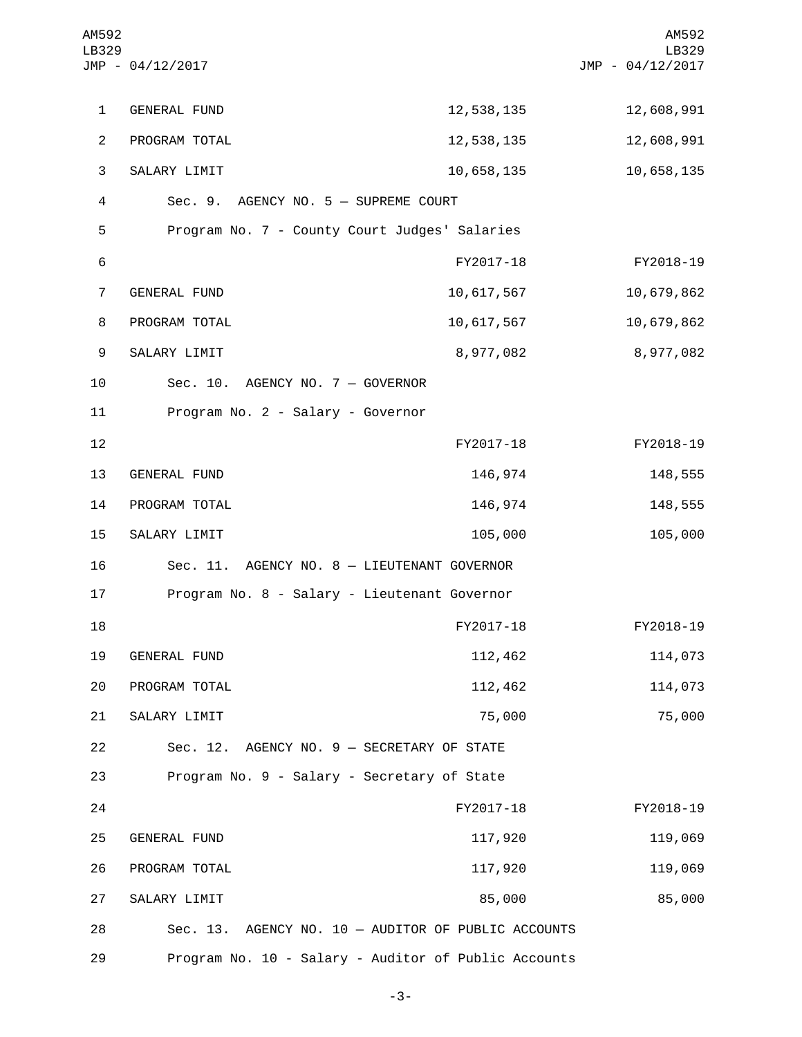| | | |
|---|---|---|
| GENERAL FUND | 12,538,135 | 12,608,991 |
| PROGRAM TOTAL | 12,538,135 | 12,608,991 |
| SALARY LIMIT | 10,658,135 | 10,658,135 |

Sec. 9. AGENCY NO. 5 — SUPREME COURT

Program No. 7 - County Court Judges' Salaries

| | FY2017-18 | FY2018-19 |
|---|---|---|
| GENERAL FUND | 10,617,567 | 10,679,862 |
| PROGRAM TOTAL | 10,617,567 | 10,679,862 |
| SALARY LIMIT | 8,977,082 | 8,977,082 |

Sec. 10. AGENCY NO. 7 — GOVERNOR

Program No. 2 - Salary - Governor

| | FY2017-18 | FY2018-19 |
|---|---|---|
| GENERAL FUND | 146,974 | 148,555 |
| PROGRAM TOTAL | 146,974 | 148,555 |
| SALARY LIMIT | 105,000 | 105,000 |

Sec. 11. AGENCY NO. 8 — LIEUTENANT GOVERNOR

Program No. 8 - Salary - Lieutenant Governor

| | FY2017-18 | FY2018-19 |
|---|---|---|
| GENERAL FUND | 112,462 | 114,073 |
| PROGRAM TOTAL | 112,462 | 114,073 |
| SALARY LIMIT | 75,000 | 75,000 |

Sec. 12. AGENCY NO. 9 — SECRETARY OF STATE

Program No. 9 - Salary - Secretary of State

| | FY2017-18 | FY2018-19 |
|---|---|---|
| GENERAL FUND | 117,920 | 119,069 |
| PROGRAM TOTAL | 117,920 | 119,069 |
| SALARY LIMIT | 85,000 | 85,000 |

Sec. 13. AGENCY NO. 10 — AUDITOR OF PUBLIC ACCOUNTS

Program No. 10 - Salary - Auditor of Public Accounts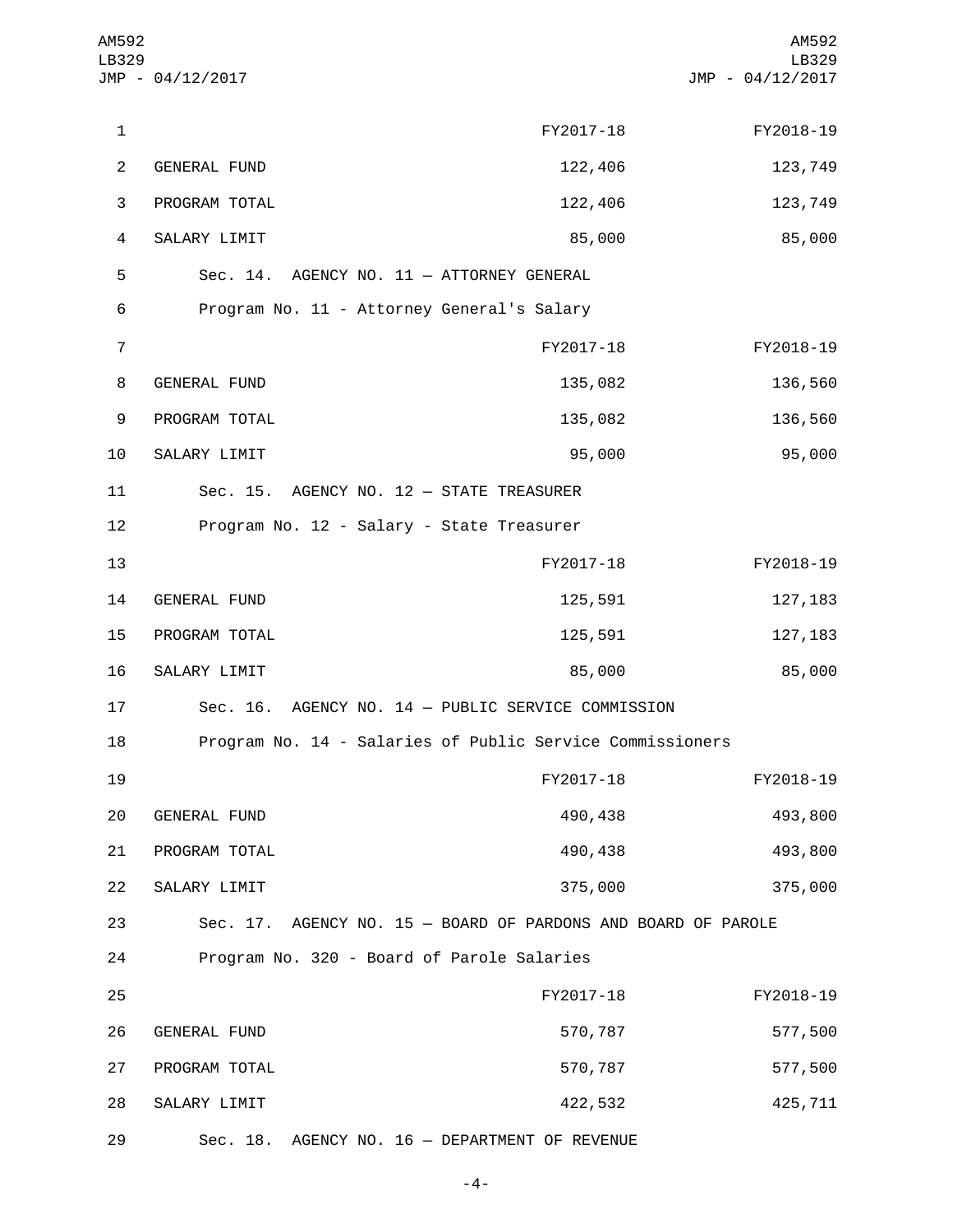| | FY2017-18 | FY2018-19 |
|---|---|---|
| GENERAL FUND | 122,406 | 123,749 |
| PROGRAM TOTAL | 122,406 | 123,749 |
| SALARY LIMIT | 85,000 | 85,000 |

Sec. 14. AGENCY NO. 11 — ATTORNEY GENERAL

Program No. 11 - Attorney General's Salary

| | FY2017-18 | FY2018-19 |
|---|---|---|
| GENERAL FUND | 135,082 | 136,560 |
| PROGRAM TOTAL | 135,082 | 136,560 |
| SALARY LIMIT | 95,000 | 95,000 |

Sec. 15. AGENCY NO. 12 — STATE TREASURER

Program No. 12 - Salary - State Treasurer

| | FY2017-18 | FY2018-19 |
|---|---|---|
| GENERAL FUND | 125,591 | 127,183 |
| PROGRAM TOTAL | 125,591 | 127,183 |
| SALARY LIMIT | 85,000 | 85,000 |

Sec. 16. AGENCY NO. 14 — PUBLIC SERVICE COMMISSION

Program No. 14 - Salaries of Public Service Commissioners

| | FY2017-18 | FY2018-19 |
|---|---|---|
| GENERAL FUND | 490,438 | 493,800 |
| PROGRAM TOTAL | 490,438 | 493,800 |
| SALARY LIMIT | 375,000 | 375,000 |

Sec. 17. AGENCY NO. 15 — BOARD OF PARDONS AND BOARD OF PAROLE

Program No. 320 - Board of Parole Salaries

| | FY2017-18 | FY2018-19 |
|---|---|---|
| GENERAL FUND | 570,787 | 577,500 |
| PROGRAM TOTAL | 570,787 | 577,500 |
| SALARY LIMIT | 422,532 | 425,711 |

Sec. 18. AGENCY NO. 16 — DEPARTMENT OF REVENUE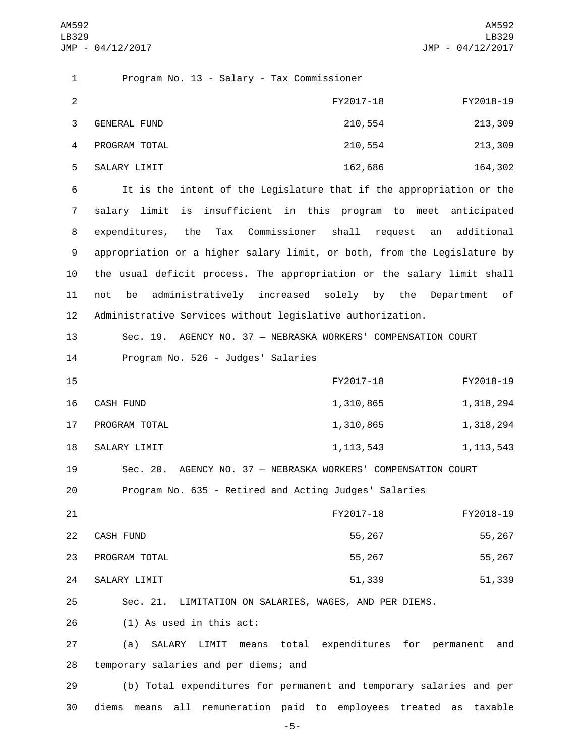Program No. 13 - Salary - Tax Commissioner

| | FY2017-18 | FY2018-19 |
|---|---|---|
| GENERAL FUND | 210,554 | 213,309 |
| PROGRAM TOTAL | 210,554 | 213,309 |
| SALARY LIMIT | 162,686 | 164,302 |

It is the intent of the Legislature that if the appropriation or the salary limit is insufficient in this program to meet anticipated expenditures, the Tax Commissioner shall request an additional appropriation or a higher salary limit, or both, from the Legislature by the usual deficit process. The appropriation or the salary limit shall not be administratively increased solely by the Department of Administrative Services without legislative authorization.

Sec. 19. AGENCY NO. 37 — NEBRASKA WORKERS' COMPENSATION COURT

Program No. 526 - Judges' Salaries

| | FY2017-18 | FY2018-19 |
|---|---|---|
| CASH FUND | 1,310,865 | 1,318,294 |
| PROGRAM TOTAL | 1,310,865 | 1,318,294 |
| SALARY LIMIT | 1,113,543 | 1,113,543 |

Sec. 20. AGENCY NO. 37 — NEBRASKA WORKERS' COMPENSATION COURT

Program No. 635 - Retired and Acting Judges' Salaries

| | FY2017-18 | FY2018-19 |
|---|---|---|
| CASH FUND | 55,267 | 55,267 |
| PROGRAM TOTAL | 55,267 | 55,267 |
| SALARY LIMIT | 51,339 | 51,339 |

Sec. 21. LIMITATION ON SALARIES, WAGES, AND PER DIEMS.

(1) As used in this act:

(a) SALARY LIMIT means total expenditures for permanent and temporary salaries and per diems; and

(b) Total expenditures for permanent and temporary salaries and per diems means all remuneration paid to employees treated as taxable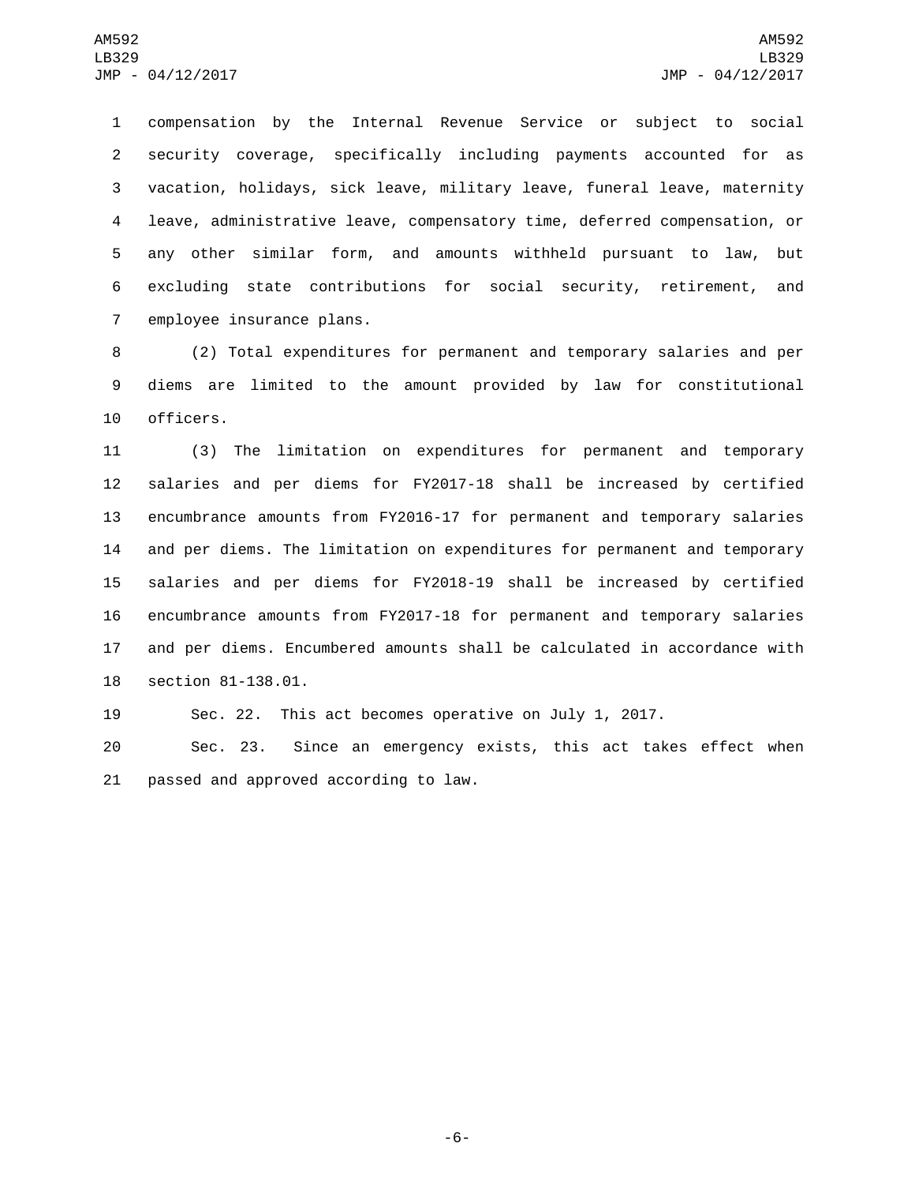compensation by the Internal Revenue Service or subject to social security coverage, specifically including payments accounted for as vacation, holidays, sick leave, military leave, funeral leave, maternity leave, administrative leave, compensatory time, deferred compensation, or any other similar form, and amounts withheld pursuant to law, but excluding state contributions for social security, retirement, and employee insurance plans.

(2) Total expenditures for permanent and temporary salaries and per diems are limited to the amount provided by law for constitutional officers.

(3) The limitation on expenditures for permanent and temporary salaries and per diems for FY2017-18 shall be increased by certified encumbrance amounts from FY2016-17 for permanent and temporary salaries and per diems. The limitation on expenditures for permanent and temporary salaries and per diems for FY2018-19 shall be increased by certified encumbrance amounts from FY2017-18 for permanent and temporary salaries and per diems. Encumbered amounts shall be calculated in accordance with section 81-138.01.

Sec. 22. This act becomes operative on July 1, 2017.

Sec. 23. Since an emergency exists, this act takes effect when passed and approved according to law.